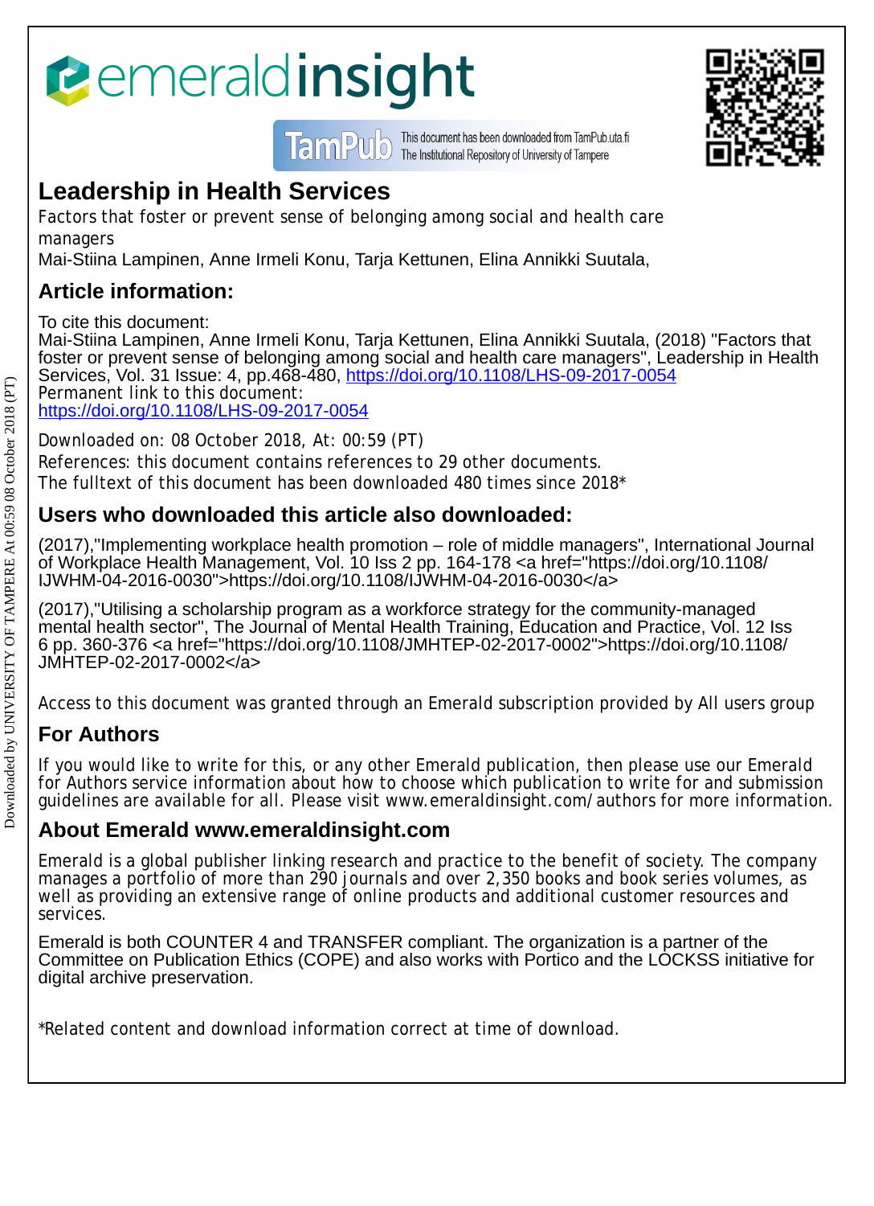# Leadership in Health Services

Factors that foster or prevent sense of belonging among social and health care managers

Mai-Stiina Lampinen, Anne Irmeli Konu, Tarja Kettunen, Elina Annikki Suutala,

## Article information:

To cite this document:
Mai-Stiina Lampinen, Anne Irmeli Konu, Tarja Kettunen, Elina Annikki Suutala, (2018) "Factors that foster or prevent sense of belonging among social and health care managers", Leadership in Health Services, Vol. 31 Issue: 4, pp.468-480, https://doi.org/10.1108/LHS-09-2017-0054
Permanent link to this document:
https://doi.org/10.1108/LHS-09-2017-0054

Downloaded on: 08 October 2018, At: 00:59 (PT)
References: this document contains references to 29 other documents.
The fulltext of this document has been downloaded 480 times since 2018*

## Users who downloaded this article also downloaded:

(2017),"Implementing workplace health promotion – role of middle managers", International Journal of Workplace Health Management, Vol. 10 Iss 2 pp. 164-178 <a href="https://doi.org/10.1108/IJWHM-04-2016-0030">https://doi.org/10.1108/IJWHM-04-2016-0030</a>

(2017),"Utilising a scholarship program as a workforce strategy for the community-managed mental health sector", The Journal of Mental Health Training, Education and Practice, Vol. 12 Iss 6 pp. 360-376 <a href="https://doi.org/10.1108/JMHTEP-02-2017-0002">https://doi.org/10.1108/JMHTEP-02-2017-0002</a>

Access to this document was granted through an Emerald subscription provided by All users group

## For Authors

If you would like to write for this, or any other Emerald publication, then please use our Emerald for Authors service information about how to choose which publication to write for and submission guidelines are available for all. Please visit www.emeraldinsight.com/authors for more information.

## About Emerald www.emeraldinsight.com

Emerald is a global publisher linking research and practice to the benefit of society. The company manages a portfolio of more than 290 journals and over 2,350 books and book series volumes, as well as providing an extensive range of online products and additional customer resources and services.

Emerald is both COUNTER 4 and TRANSFER compliant. The organization is a partner of the Committee on Publication Ethics (COPE) and also works with Portico and the LOCKSS initiative for digital archive preservation.

*Related content and download information correct at time of download.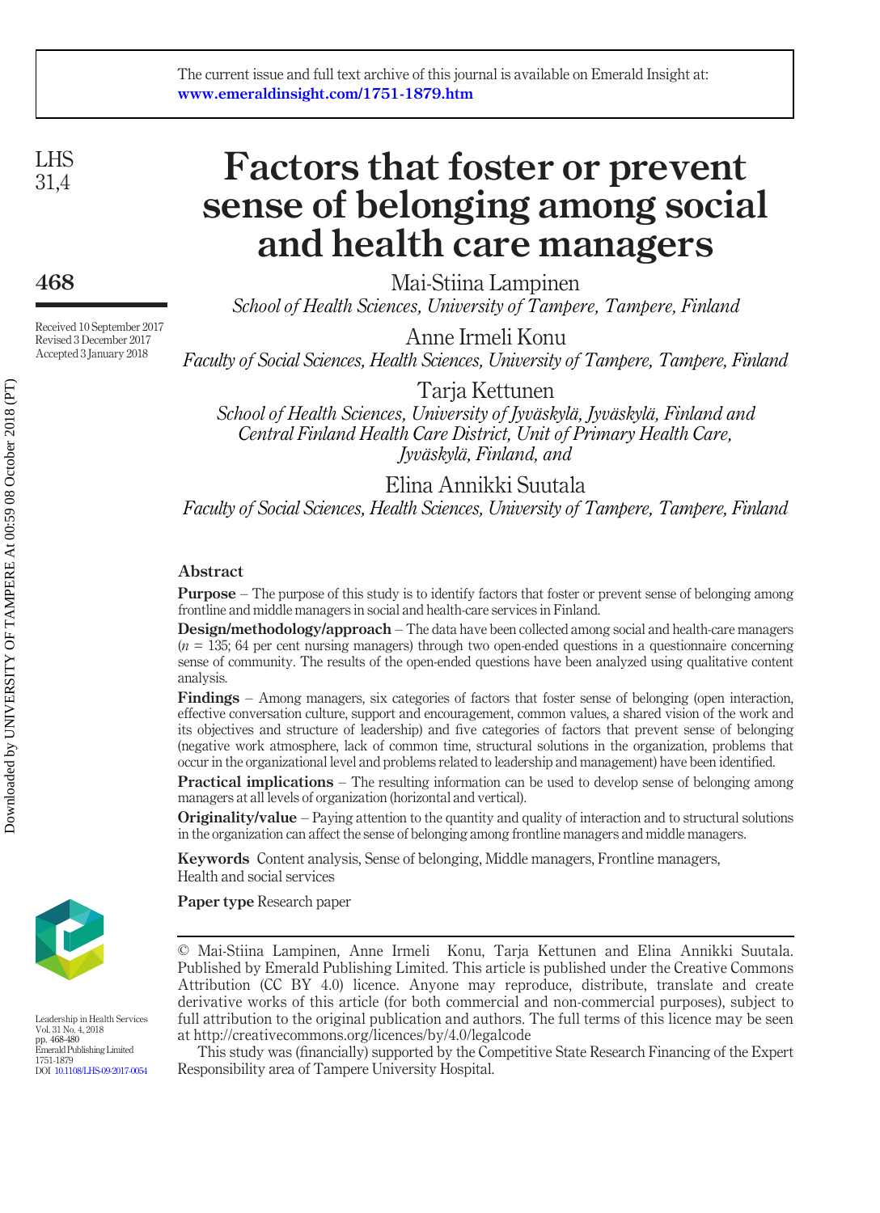# Factors that foster or prevent sense of belonging among social and health care managers

Mai-Stiina Lampinen
*School of Health Sciences, University of Tampere, Tampere, Finland*

Anne Irmeli Konu
*Faculty of Social Sciences, Health Sciences, University of Tampere, Tampere, Finland*

Tarja Kettunen
*School of Health Sciences, University of Jyväskylä, Jyväskylä, Finland and Central Finland Health Care District, Unit of Primary Health Care, Jyväskylä, Finland, and*

Elina Annikki Suutala
*Faculty of Social Sciences, Health Sciences, University of Tampere, Tampere, Finland*

Received 10 September 2017
Revised 3 December 2017
Accepted 3 January 2018

## Abstract

**Purpose** – The purpose of this study is to identify factors that foster or prevent sense of belonging among frontline and middle managers in social and health-care services in Finland.

**Design/methodology/approach** – The data have been collected among social and health-care managers ($n$ = 135; 64 per cent nursing managers) through two open-ended questions in a questionnaire concerning sense of community. The results of the open-ended questions have been analyzed using qualitative content analysis.

**Findings** – Among managers, six categories of factors that foster sense of belonging (open interaction, effective conversation culture, support and encouragement, common values, a shared vision of the work and its objectives and structure of leadership) and five categories of factors that prevent sense of belonging (negative work atmosphere, lack of common time, structural solutions in the organization, problems that occur in the organizational level and problems related to leadership and management) have been identified.

**Practical implications** – The resulting information can be used to develop sense of belonging among managers at all levels of organization (horizontal and vertical).

**Originality/value** – Paying attention to the quantity and quality of interaction and to structural solutions in the organization can affect the sense of belonging among frontline managers and middle managers.

**Keywords** Content analysis, Sense of belonging, Middle managers, Frontline managers, Health and social services

**Paper type** Research paper

© Mai-Stiina Lampinen, Anne Irmeli Konu, Tarja Kettunen and Elina Annikki Suutala. Published by Emerald Publishing Limited. This article is published under the Creative Commons Attribution (CC BY 4.0) licence. Anyone may reproduce, distribute, translate and create derivative works of this article (for both commercial and non-commercial purposes), subject to full attribution to the original publication and authors. The full terms of this licence may be seen at http://creativecommons.org/licences/by/4.0/legalcode

This study was (financially) supported by the Competitive State Research Financing of the Expert Responsibility area of Tampere University Hospital.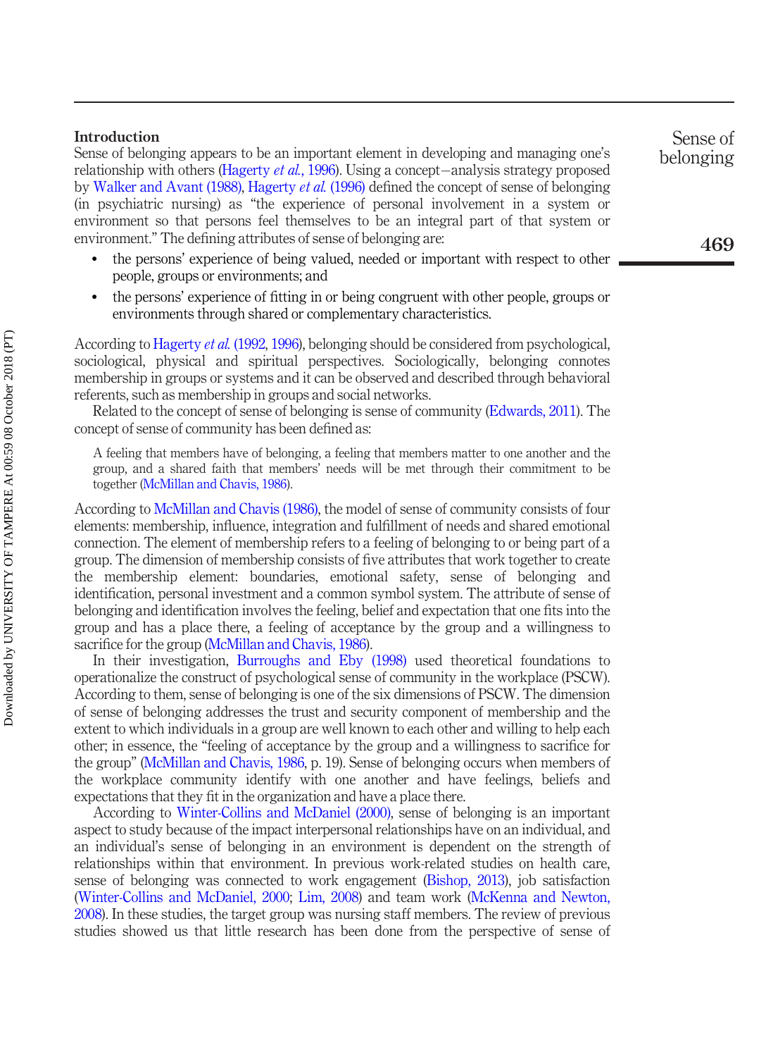## Introduction

Sense of belonging appears to be an important element in developing and managing one's relationship with others (Hagerty *et al.*, 1996). Using a concept−analysis strategy proposed by Walker and Avant (1988), Hagerty *et al.* (1996) defined the concept of sense of belonging (in psychiatric nursing) as "the experience of personal involvement in a system or environment so that persons feel themselves to be an integral part of that system or environment." The defining attributes of sense of belonging are:

- the persons' experience of being valued, needed or important with respect to other people, groups or environments; and
- the persons' experience of fitting in or being congruent with other people, groups or environments through shared or complementary characteristics.

According to Hagerty *et al.* (1992, 1996), belonging should be considered from psychological, sociological, physical and spiritual perspectives. Sociologically, belonging connotes membership in groups or systems and it can be observed and described through behavioral referents, such as membership in groups and social networks.

Related to the concept of sense of belonging is sense of community (Edwards, 2011). The concept of sense of community has been defined as:

> A feeling that members have of belonging, a feeling that members matter to one another and the group, and a shared faith that members' needs will be met through their commitment to be together (McMillan and Chavis, 1986).

According to McMillan and Chavis (1986), the model of sense of community consists of four elements: membership, influence, integration and fulfillment of needs and shared emotional connection. The element of membership refers to a feeling of belonging to or being part of a group. The dimension of membership consists of five attributes that work together to create the membership element: boundaries, emotional safety, sense of belonging and identification, personal investment and a common symbol system. The attribute of sense of belonging and identification involves the feeling, belief and expectation that one fits into the group and has a place there, a feeling of acceptance by the group and a willingness to sacrifice for the group (McMillan and Chavis, 1986).

In their investigation, Burroughs and Eby (1998) used theoretical foundations to operationalize the construct of psychological sense of community in the workplace (PSCW). According to them, sense of belonging is one of the six dimensions of PSCW. The dimension of sense of belonging addresses the trust and security component of membership and the extent to which individuals in a group are well known to each other and willing to help each other; in essence, the "feeling of acceptance by the group and a willingness to sacrifice for the group" (McMillan and Chavis, 1986, p. 19). Sense of belonging occurs when members of the workplace community identify with one another and have feelings, beliefs and expectations that they fit in the organization and have a place there.

According to Winter-Collins and McDaniel (2000), sense of belonging is an important aspect to study because of the impact interpersonal relationships have on an individual, and an individual's sense of belonging in an environment is dependent on the strength of relationships within that environment. In previous work-related studies on health care, sense of belonging was connected to work engagement (Bishop, 2013), job satisfaction (Winter-Collins and McDaniel, 2000; Lim, 2008) and team work (McKenna and Newton, 2008). In these studies, the target group was nursing staff members. The review of previous studies showed us that little research has been done from the perspective of sense of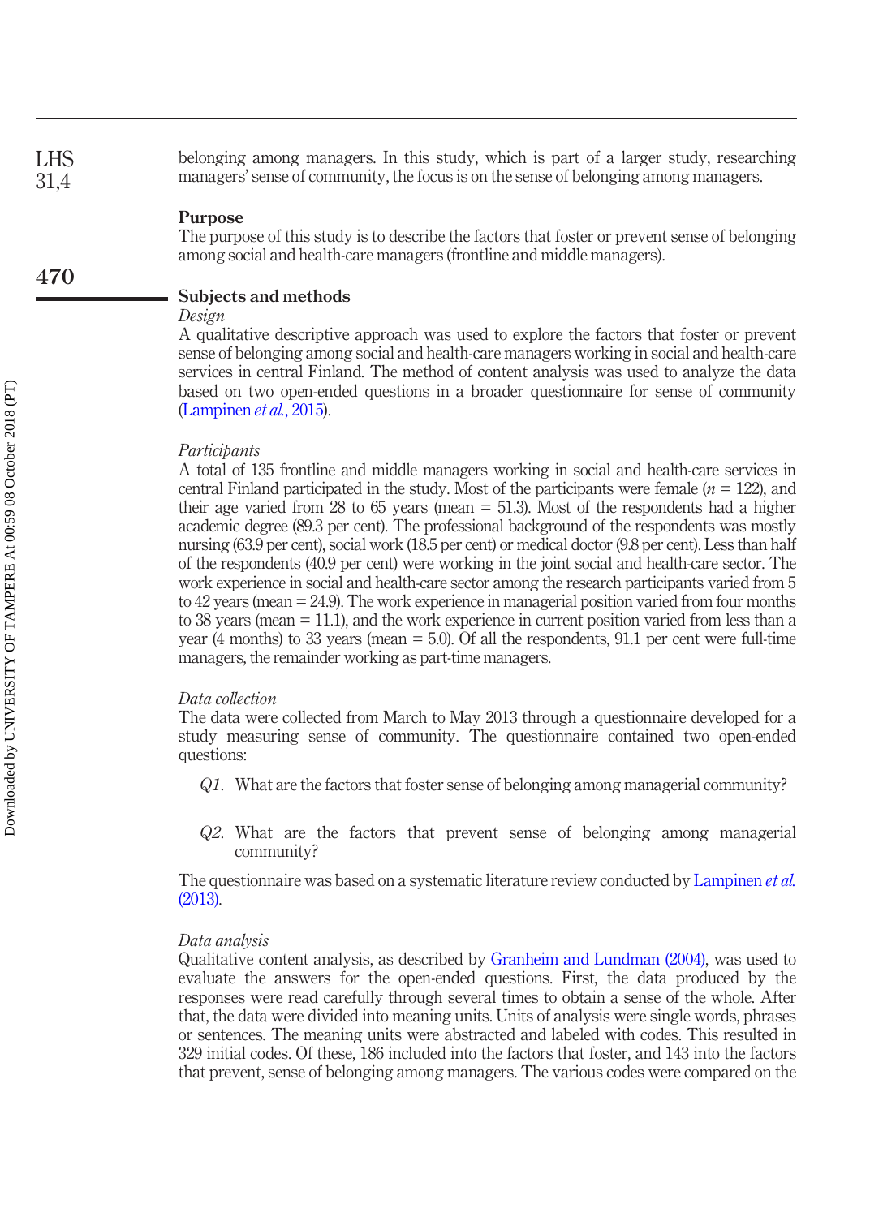belonging among managers. In this study, which is part of a larger study, researching managers' sense of community, the focus is on the sense of belonging among managers.

## Purpose

The purpose of this study is to describe the factors that foster or prevent sense of belonging among social and health-care managers (frontline and middle managers).

## Subjects and methods

### *Design*

A qualitative descriptive approach was used to explore the factors that foster or prevent sense of belonging among social and health-care managers working in social and health-care services in central Finland. The method of content analysis was used to analyze the data based on two open-ended questions in a broader questionnaire for sense of community (Lampinen *et al.*, 2015).

### *Participants*

A total of 135 frontline and middle managers working in social and health-care services in central Finland participated in the study. Most of the participants were female ($n$ = 122), and their age varied from 28 to 65 years (mean = 51.3). Most of the respondents had a higher academic degree (89.3 per cent). The professional background of the respondents was mostly nursing (63.9 per cent), social work (18.5 per cent) or medical doctor (9.8 per cent). Less than half of the respondents (40.9 per cent) were working in the joint social and health-care sector. The work experience in social and health-care sector among the research participants varied from 5 to 42 years (mean = 24.9). The work experience in managerial position varied from four months to 38 years (mean = 11.1), and the work experience in current position varied from less than a year (4 months) to 33 years (mean = 5.0). Of all the respondents, 91.1 per cent were full-time managers, the remainder working as part-time managers.

### *Data collection*

The data were collected from March to May 2013 through a questionnaire developed for a study measuring sense of community. The questionnaire contained two open-ended questions:

*Q1*. What are the factors that foster sense of belonging among managerial community?

*Q2*. What are the factors that prevent sense of belonging among managerial community?

The questionnaire was based on a systematic literature review conducted by Lampinen *et al.* (2013).

### *Data analysis*

Qualitative content analysis, as described by Granheim and Lundman (2004), was used to evaluate the answers for the open-ended questions. First, the data produced by the responses were read carefully through several times to obtain a sense of the whole. After that, the data were divided into meaning units. Units of analysis were single words, phrases or sentences. The meaning units were abstracted and labeled with codes. This resulted in 329 initial codes. Of these, 186 included into the factors that foster, and 143 into the factors that prevent, sense of belonging among managers. The various codes were compared on the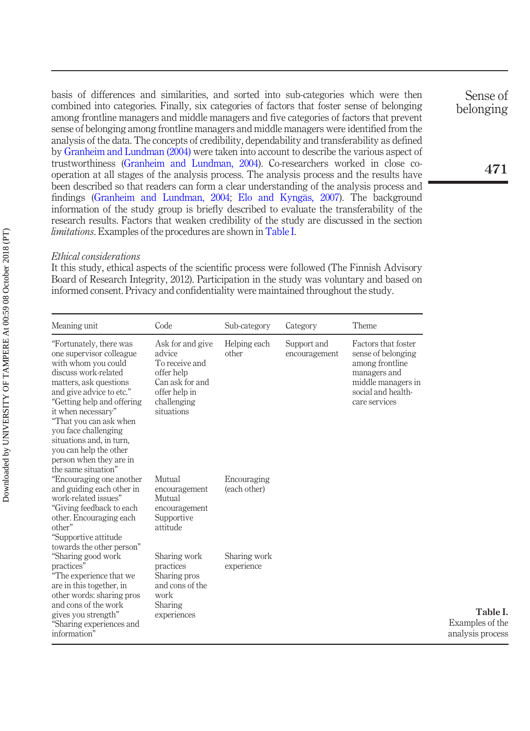basis of differences and similarities, and sorted into sub-categories which were then combined into categories. Finally, six categories of factors that foster sense of belonging among frontline managers and middle managers and five categories of factors that prevent sense of belonging among frontline managers and middle managers were identified from the analysis of the data. The concepts of credibility, dependability and transferability as defined by Granheim and Lundman (2004) were taken into account to describe the various aspect of trustworthiness (Granheim and Lundman, 2004). Co-researchers worked in close co-operation at all stages of the analysis process. The analysis process and the results have been described so that readers can form a clear understanding of the analysis process and findings (Granheim and Lundman, 2004; Elo and Kyngäs, 2007). The background information of the study group is briefly described to evaluate the transferability of the research results. Factors that weaken credibility of the study are discussed in the section *limitations*. Examples of the procedures are shown in Table I.

### *Ethical considerations*

It this study, ethical aspects of the scientific process were followed (The Finnish Advisory Board of Research Integrity, 2012). Participation in the study was voluntary and based on informed consent. Privacy and confidentiality were maintained throughout the study.

| Meaning unit | Code | Sub-category | Category | Theme |
|---|---|---|---|---|
| "Fortunately, there was one supervisor colleague with whom you could discuss work-related matters, ask questions and give advice to etc." "Getting help and offering it when necessary" "That you can ask when you face challenging situations and, in turn, you can help the other person when they are in the same situation" | Ask for and give advice To receive and offer help Can ask for and offer help in challenging situations | Helping each other | Support and encouragement | Factors that foster sense of belonging among frontline managers and middle managers in social and health-care services |
| "Encouraging one another and guiding each other in work-related issues" "Giving feedback to each other. Encouraging each other" "Supportive attitude towards the other person" | Mutual encouragement Mutual encouragement Supportive attitude | Encouraging (each other) | | |
| "Sharing good work practices" "The experience that we are in this together, in other words: sharing pros and cons of the work gives you strength" "Sharing experiences and information" | Sharing work practices Sharing pros and cons of the work Sharing experiences | Sharing work experience | | |

**Table I.** Examples of the analysis process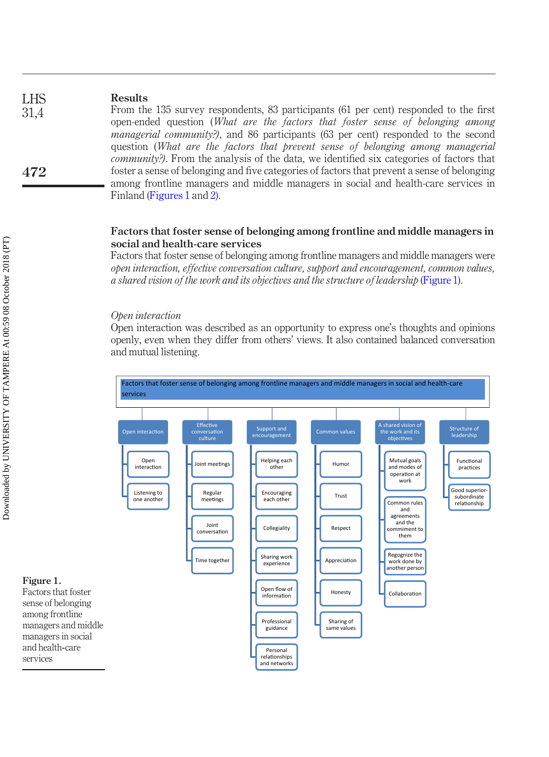## Results

From the 135 survey respondents, 83 participants (61 per cent) responded to the first open-ended question (*What are the factors that foster sense of belonging among managerial community?*), and 86 participants (63 per cent) responded to the second question (*What are the factors that prevent sense of belonging among managerial community?*). From the analysis of the data, we identified six categories of factors that foster a sense of belonging and five categories of factors that prevent a sense of belonging among frontline managers and middle managers in social and health-care services in Finland (Figures 1 and 2).

## Factors that foster sense of belonging among frontline and middle managers in social and health-care services

Factors that foster sense of belonging among frontline managers and middle managers were *open interaction, effective conversation culture, support and encouragement, common values, a shared vision of the work and its objectives and the structure of leadership* (Figure 1).

### *Open interaction*

Open interaction was described as an opportunity to express one's thoughts and opinions openly, even when they differ from others' views. It also contained balanced conversation and mutual listening.

Factors that foster sense of belonging among frontline managers and middle managers in social and health-care services

- Open interaction
  - Open interaction
  - Listening to one another
- Effective conversation culture
  - Joint meetings
  - Regular meetings
  - Joint conversation
  - Time together
- Support and encouragement
  - Helping each other
  - Encouraging each other
  - Collegiality
  - Sharing work experience
  - Open flow of information
  - Professional guidance
  - Personal relationships and networks
- Common values
  - Humor
  - Trust
  - Respect
  - Appreciation
  - Honesty
  - Sharing of same values
- A shared vision of the work and its objectives
  - Mutual goals and modes of operation at work
  - Common rules and agreements and the commiment to them
  - Regognize the work done by another person
  - Collaboration
- Structure of leadership
  - Functional practices
  - Good superior-subordinate relationship

**Figure 1.** Factors that foster sense of belonging among frontline managers and middle managers in social and health-care services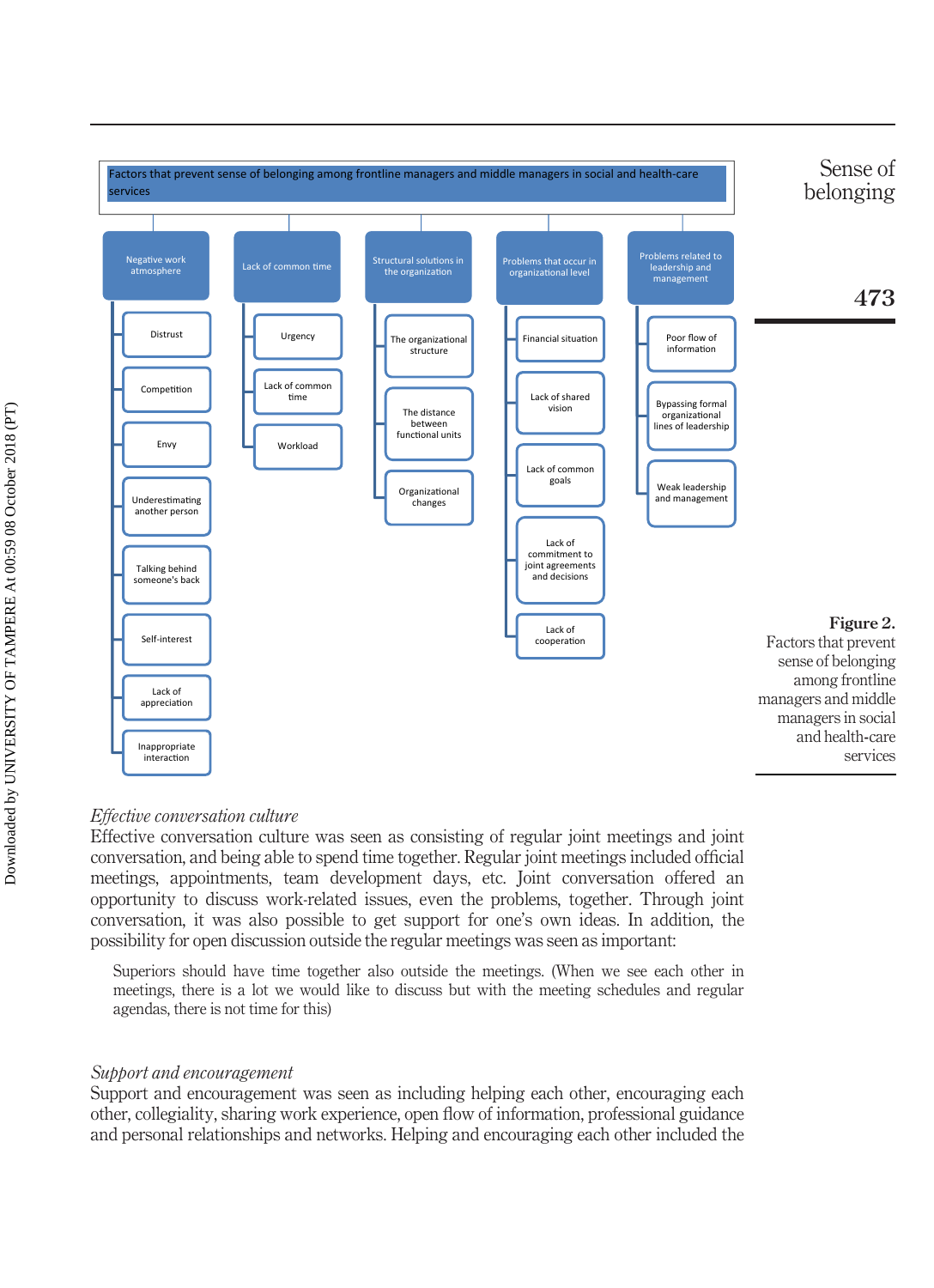**Factors that prevent sense of belonging among frontline managers and middle managers in social and health-care services**

- **Negative work atmosphere**
  - Distrust
  - Competition
  - Envy
  - Underestimating another person
  - Talking behind someone's back
  - Self-interest
  - Lack of appreciation
  - Inappropriate interaction
- **Lack of common time**
  - Urgency
  - Lack of common time
  - Workload
- **Structural solutions in the organization**
  - The organizational structure
  - The distance between functional units
  - Organizational changes
- **Problems that occur in organizational level**
  - Financial situation
  - Lack of shared vision
  - Lack of common goals
  - Lack of commitment to joint agreements and decisions
  - Lack of cooperation
- **Problems related to leadership and management**
  - Poor flow of information
  - Bypassing formal organizational lines of leadership
  - Weak leadership and management

**Figure 2.** Factors that prevent sense of belonging among frontline managers and middle managers in social and health-care services

*Effective conversation culture*

Effective conversation culture was seen as consisting of regular joint meetings and joint conversation, and being able to spend time together. Regular joint meetings included official meetings, appointments, team development days, etc. Joint conversation offered an opportunity to discuss work-related issues, even the problems, together. Through joint conversation, it was also possible to get support for one's own ideas. In addition, the possibility for open discussion outside the regular meetings was seen as important:

> Superiors should have time together also outside the meetings. (When we see each other in meetings, there is a lot we would like to discuss but with the meeting schedules and regular agendas, there is not time for this)

*Support and encouragement*

Support and encouragement was seen as including helping each other, encouraging each other, collegiality, sharing work experience, open flow of information, professional guidance and personal relationships and networks. Helping and encouraging each other included the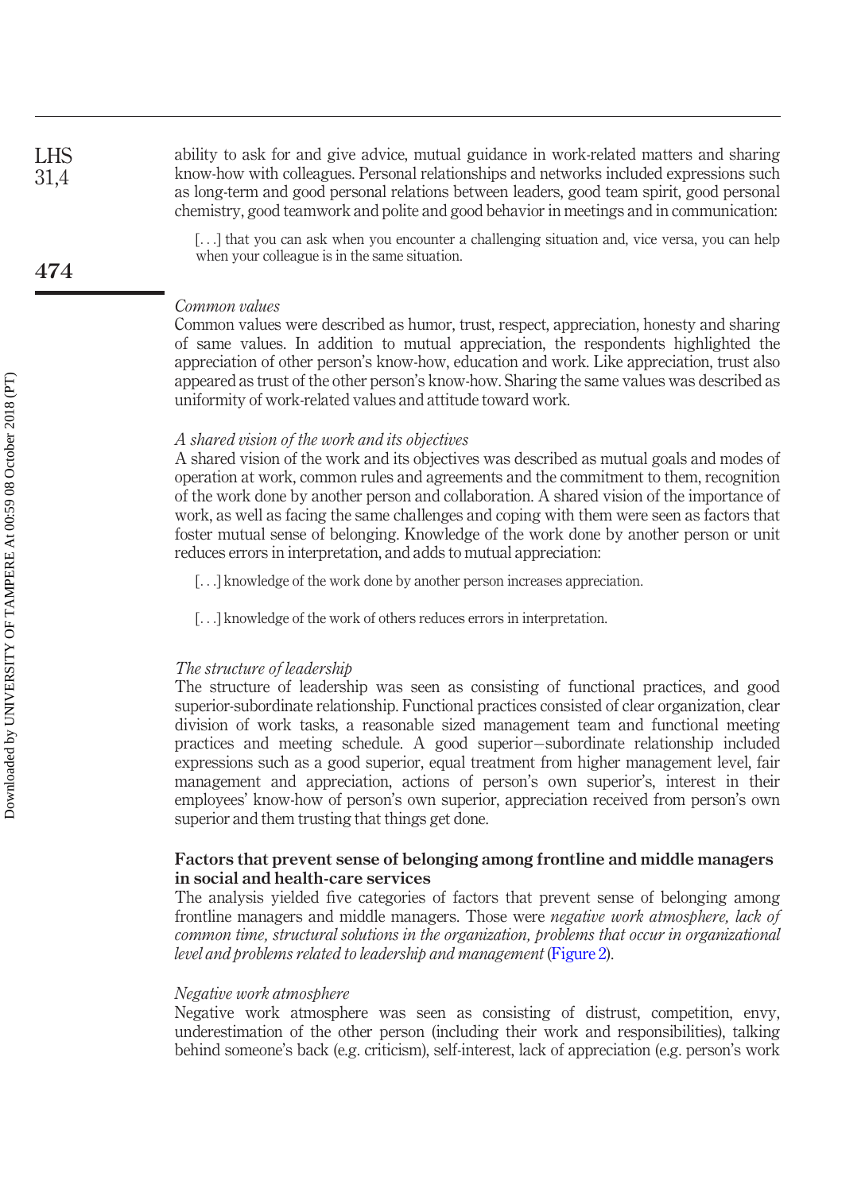ability to ask for and give advice, mutual guidance in work-related matters and sharing know-how with colleagues. Personal relationships and networks included expressions such as long-term and good personal relations between leaders, good team spirit, good personal chemistry, good teamwork and polite and good behavior in meetings and in communication:

> [. . .] that you can ask when you encounter a challenging situation and, vice versa, you can help when your colleague is in the same situation.

### *Common values*

Common values were described as humor, trust, respect, appreciation, honesty and sharing of same values. In addition to mutual appreciation, the respondents highlighted the appreciation of other person's know-how, education and work. Like appreciation, trust also appeared as trust of the other person's know-how. Sharing the same values was described as uniformity of work-related values and attitude toward work.

### *A shared vision of the work and its objectives*

A shared vision of the work and its objectives was described as mutual goals and modes of operation at work, common rules and agreements and the commitment to them, recognition of the work done by another person and collaboration. A shared vision of the importance of work, as well as facing the same challenges and coping with them were seen as factors that foster mutual sense of belonging. Knowledge of the work done by another person or unit reduces errors in interpretation, and adds to mutual appreciation:

> [. . .] knowledge of the work done by another person increases appreciation.

> [. . .] knowledge of the work of others reduces errors in interpretation.

### *The structure of leadership*

The structure of leadership was seen as consisting of functional practices, and good superior-subordinate relationship. Functional practices consisted of clear organization, clear division of work tasks, a reasonable sized management team and functional meeting practices and meeting schedule. A good superior–subordinate relationship included expressions such as a good superior, equal treatment from higher management level, fair management and appreciation, actions of person's own superior's, interest in their employees' know-how of person's own superior, appreciation received from person's own superior and them trusting that things get done.

## Factors that prevent sense of belonging among frontline and middle managers in social and health-care services

The analysis yielded five categories of factors that prevent sense of belonging among frontline managers and middle managers. Those were *negative work atmosphere, lack of common time, structural solutions in the organization, problems that occur in organizational level and problems related to leadership and management* (Figure 2).

### *Negative work atmosphere*

Negative work atmosphere was seen as consisting of distrust, competition, envy, underestimation of the other person (including their work and responsibilities), talking behind someone's back (e.g. criticism), self-interest, lack of appreciation (e.g. person's work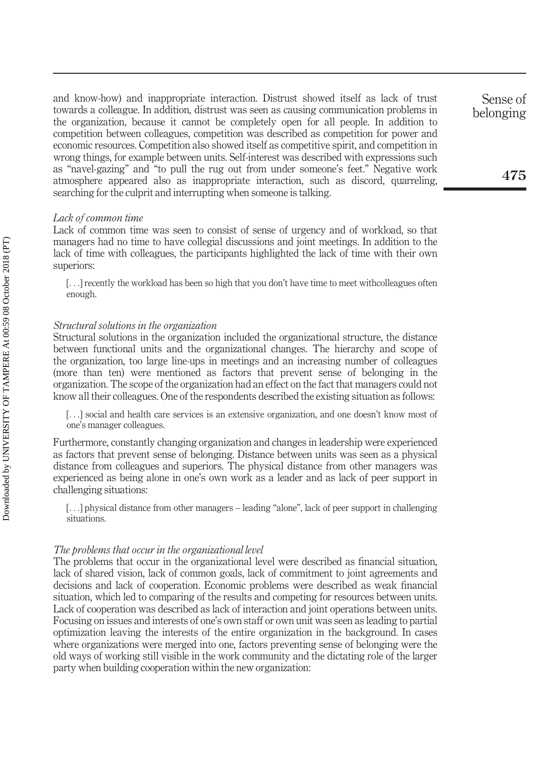and know-how) and inappropriate interaction. Distrust showed itself as lack of trust towards a colleague. In addition, distrust was seen as causing communication problems in the organization, because it cannot be completely open for all people. In addition to competition between colleagues, competition was described as competition for power and economic resources. Competition also showed itself as competitive spirit, and competition in wrong things, for example between units. Self-interest was described with expressions such as "navel-gazing" and "to pull the rug out from under someone's feet." Negative work atmosphere appeared also as inappropriate interaction, such as discord, quarreling, searching for the culprit and interrupting when someone is talking.

*Lack of common time*

Lack of common time was seen to consist of sense of urgency and of workload, so that managers had no time to have collegial discussions and joint meetings. In addition to the lack of time with colleagues, the participants highlighted the lack of time with their own superiors:

> [. . .] recently the workload has been so high that you don't have time to meet withcolleagues often enough.

*Structural solutions in the organization*

Structural solutions in the organization included the organizational structure, the distance between functional units and the organizational changes. The hierarchy and scope of the organization, too large line-ups in meetings and an increasing number of colleagues (more than ten) were mentioned as factors that prevent sense of belonging in the organization. The scope of the organization had an effect on the fact that managers could not know all their colleagues. One of the respondents described the existing situation as follows:

> [. . .] social and health care services is an extensive organization, and one doesn't know most of one's manager colleagues.

Furthermore, constantly changing organization and changes in leadership were experienced as factors that prevent sense of belonging. Distance between units was seen as a physical distance from colleagues and superiors. The physical distance from other managers was experienced as being alone in one's own work as a leader and as lack of peer support in challenging situations:

> [. . .] physical distance from other managers – leading "alone", lack of peer support in challenging situations.

*The problems that occur in the organizational level*

The problems that occur in the organizational level were described as financial situation, lack of shared vision, lack of common goals, lack of commitment to joint agreements and decisions and lack of cooperation. Economic problems were described as weak financial situation, which led to comparing of the results and competing for resources between units. Lack of cooperation was described as lack of interaction and joint operations between units. Focusing on issues and interests of one's own staff or own unit was seen as leading to partial optimization leaving the interests of the entire organization in the background. In cases where organizations were merged into one, factors preventing sense of belonging were the old ways of working still visible in the work community and the dictating role of the larger party when building cooperation within the new organization: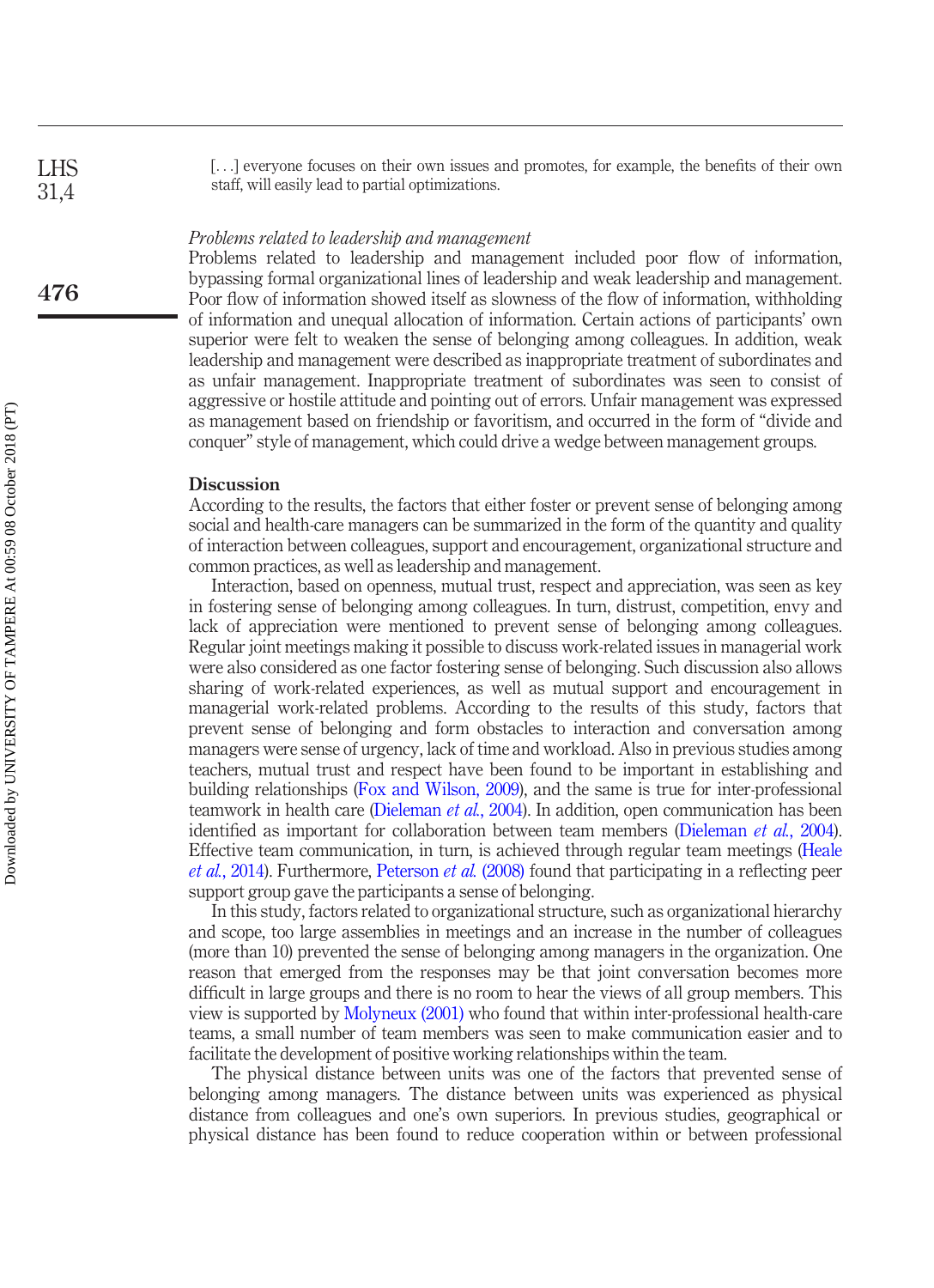> [. . .] everyone focuses on their own issues and promotes, for example, the benefits of their own staff, will easily lead to partial optimizations.

*Problems related to leadership and management*

Problems related to leadership and management included poor flow of information, bypassing formal organizational lines of leadership and weak leadership and management. Poor flow of information showed itself as slowness of the flow of information, withholding of information and unequal allocation of information. Certain actions of participants' own superior were felt to weaken the sense of belonging among colleagues. In addition, weak leadership and management were described as inappropriate treatment of subordinates and as unfair management. Inappropriate treatment of subordinates was seen to consist of aggressive or hostile attitude and pointing out of errors. Unfair management was expressed as management based on friendship or favoritism, and occurred in the form of "divide and conquer" style of management, which could drive a wedge between management groups.

## Discussion

According to the results, the factors that either foster or prevent sense of belonging among social and health-care managers can be summarized in the form of the quantity and quality of interaction between colleagues, support and encouragement, organizational structure and common practices, as well as leadership and management.

Interaction, based on openness, mutual trust, respect and appreciation, was seen as key in fostering sense of belonging among colleagues. In turn, distrust, competition, envy and lack of appreciation were mentioned to prevent sense of belonging among colleagues. Regular joint meetings making it possible to discuss work-related issues in managerial work were also considered as one factor fostering sense of belonging. Such discussion also allows sharing of work-related experiences, as well as mutual support and encouragement in managerial work-related problems. According to the results of this study, factors that prevent sense of belonging and form obstacles to interaction and conversation among managers were sense of urgency, lack of time and workload. Also in previous studies among teachers, mutual trust and respect have been found to be important in establishing and building relationships (Fox and Wilson, 2009), and the same is true for inter-professional teamwork in health care (Dieleman *et al.*, 2004). In addition, open communication has been identified as important for collaboration between team members (Dieleman *et al.*, 2004). Effective team communication, in turn, is achieved through regular team meetings (Heale *et al.*, 2014). Furthermore, Peterson *et al.* (2008) found that participating in a reflecting peer support group gave the participants a sense of belonging.

In this study, factors related to organizational structure, such as organizational hierarchy and scope, too large assemblies in meetings and an increase in the number of colleagues (more than 10) prevented the sense of belonging among managers in the organization. One reason that emerged from the responses may be that joint conversation becomes more difficult in large groups and there is no room to hear the views of all group members. This view is supported by Molyneux (2001) who found that within inter-professional health-care teams, a small number of team members was seen to make communication easier and to facilitate the development of positive working relationships within the team.

The physical distance between units was one of the factors that prevented sense of belonging among managers. The distance between units was experienced as physical distance from colleagues and one's own superiors. In previous studies, geographical or physical distance has been found to reduce cooperation within or between professional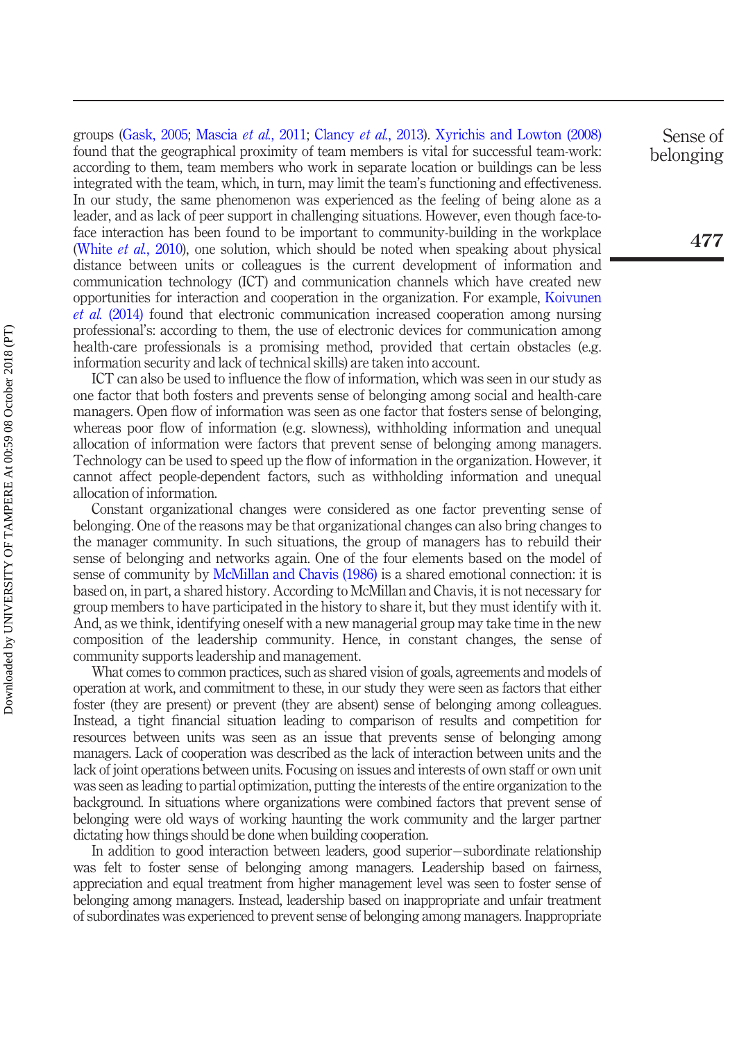groups (Gask, 2005; Mascia *et al.*, 2011; Clancy *et al.*, 2013). Xyrichis and Lowton (2008) found that the geographical proximity of team members is vital for successful team-work: according to them, team members who work in separate location or buildings can be less integrated with the team, which, in turn, may limit the team's functioning and effectiveness. In our study, the same phenomenon was experienced as the feeling of being alone as a leader, and as lack of peer support in challenging situations. However, even though face-to-face interaction has been found to be important to community-building in the workplace (White *et al.*, 2010), one solution, which should be noted when speaking about physical distance between units or colleagues is the current development of information and communication technology (ICT) and communication channels which have created new opportunities for interaction and cooperation in the organization. For example, Koivunen *et al.* (2014) found that electronic communication increased cooperation among nursing professional's: according to them, the use of electronic devices for communication among health-care professionals is a promising method, provided that certain obstacles (e.g. information security and lack of technical skills) are taken into account.

ICT can also be used to influence the flow of information, which was seen in our study as one factor that both fosters and prevents sense of belonging among social and health-care managers. Open flow of information was seen as one factor that fosters sense of belonging, whereas poor flow of information (e.g. slowness), withholding information and unequal allocation of information were factors that prevent sense of belonging among managers. Technology can be used to speed up the flow of information in the organization. However, it cannot affect people-dependent factors, such as withholding information and unequal allocation of information.

Constant organizational changes were considered as one factor preventing sense of belonging. One of the reasons may be that organizational changes can also bring changes to the manager community. In such situations, the group of managers has to rebuild their sense of belonging and networks again. One of the four elements based on the model of sense of community by McMillan and Chavis (1986) is a shared emotional connection: it is based on, in part, a shared history. According to McMillan and Chavis, it is not necessary for group members to have participated in the history to share it, but they must identify with it. And, as we think, identifying oneself with a new managerial group may take time in the new composition of the leadership community. Hence, in constant changes, the sense of community supports leadership and management.

What comes to common practices, such as shared vision of goals, agreements and models of operation at work, and commitment to these, in our study they were seen as factors that either foster (they are present) or prevent (they are absent) sense of belonging among colleagues. Instead, a tight financial situation leading to comparison of results and competition for resources between units was seen as an issue that prevents sense of belonging among managers. Lack of cooperation was described as the lack of interaction between units and the lack of joint operations between units. Focusing on issues and interests of own staff or own unit was seen as leading to partial optimization, putting the interests of the entire organization to the background. In situations where organizations were combined factors that prevent sense of belonging were old ways of working haunting the work community and the larger partner dictating how things should be done when building cooperation.

In addition to good interaction between leaders, good superior−subordinate relationship was felt to foster sense of belonging among managers. Leadership based on fairness, appreciation and equal treatment from higher management level was seen to foster sense of belonging among managers. Instead, leadership based on inappropriate and unfair treatment of subordinates was experienced to prevent sense of belonging among managers. Inappropriate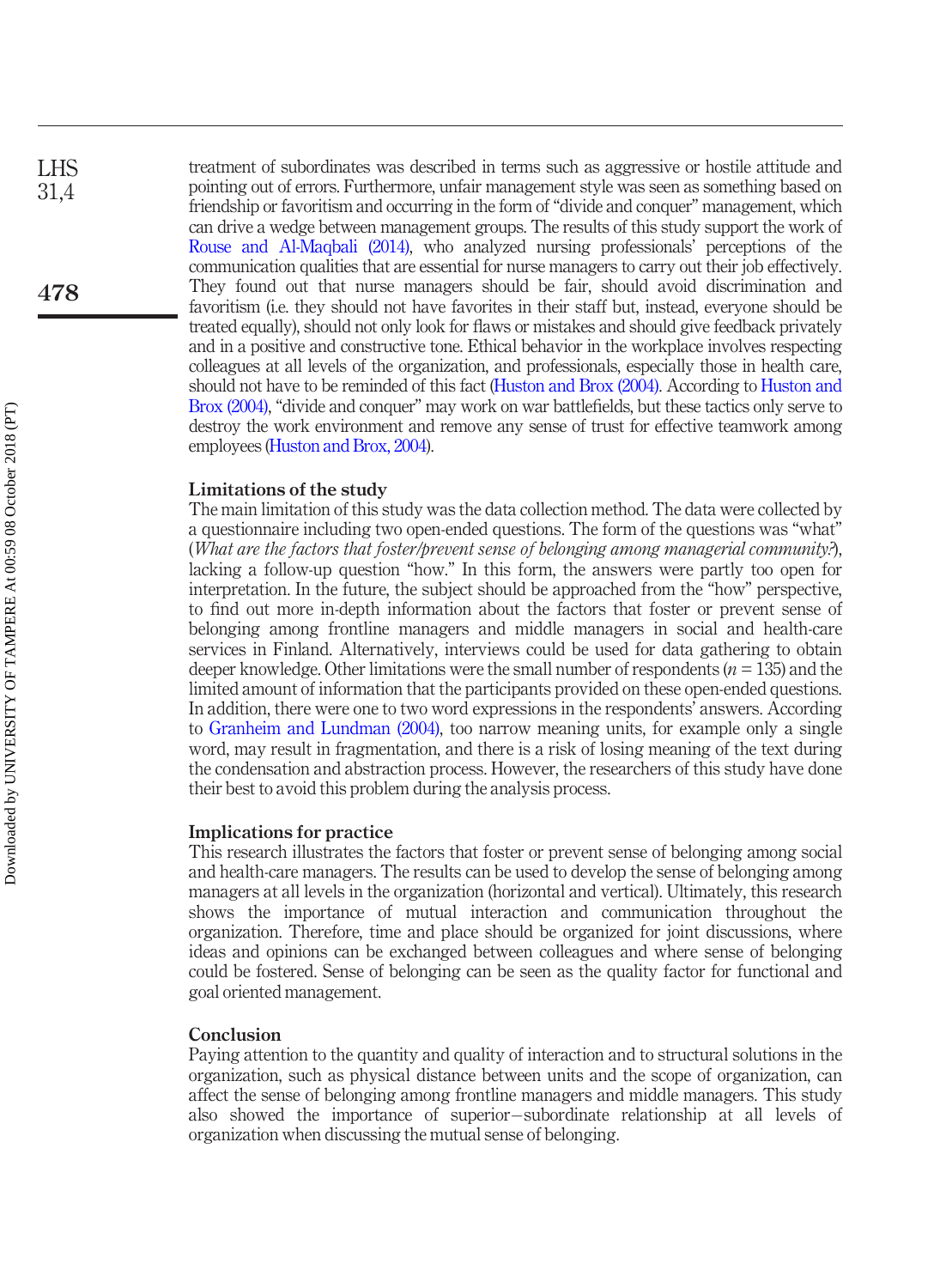treatment of subordinates was described in terms such as aggressive or hostile attitude and pointing out of errors. Furthermore, unfair management style was seen as something based on friendship or favoritism and occurring in the form of "divide and conquer" management, which can drive a wedge between management groups. The results of this study support the work of Rouse and Al-Maqbali (2014), who analyzed nursing professionals' perceptions of the communication qualities that are essential for nurse managers to carry out their job effectively. They found out that nurse managers should be fair, should avoid discrimination and favoritism (i.e. they should not have favorites in their staff but, instead, everyone should be treated equally), should not only look for flaws or mistakes and should give feedback privately and in a positive and constructive tone. Ethical behavior in the workplace involves respecting colleagues at all levels of the organization, and professionals, especially those in health care, should not have to be reminded of this fact (Huston and Brox (2004). According to Huston and Brox (2004), "divide and conquer" may work on war battlefields, but these tactics only serve to destroy the work environment and remove any sense of trust for effective teamwork among employees (Huston and Brox, 2004).

## Limitations of the study

The main limitation of this study was the data collection method. The data were collected by a questionnaire including two open-ended questions. The form of the questions was "what" (*What are the factors that foster/prevent sense of belonging among managerial community?*), lacking a follow-up question "how." In this form, the answers were partly too open for interpretation. In the future, the subject should be approached from the "how" perspective, to find out more in-depth information about the factors that foster or prevent sense of belonging among frontline managers and middle managers in social and health-care services in Finland. Alternatively, interviews could be used for data gathering to obtain deeper knowledge. Other limitations were the small number of respondents ($n$ = 135) and the limited amount of information that the participants provided on these open-ended questions. In addition, there were one to two word expressions in the respondents' answers. According to Granheim and Lundman (2004), too narrow meaning units, for example only a single word, may result in fragmentation, and there is a risk of losing meaning of the text during the condensation and abstraction process. However, the researchers of this study have done their best to avoid this problem during the analysis process.

## Implications for practice

This research illustrates the factors that foster or prevent sense of belonging among social and health-care managers. The results can be used to develop the sense of belonging among managers at all levels in the organization (horizontal and vertical). Ultimately, this research shows the importance of mutual interaction and communication throughout the organization. Therefore, time and place should be organized for joint discussions, where ideas and opinions can be exchanged between colleagues and where sense of belonging could be fostered. Sense of belonging can be seen as the quality factor for functional and goal oriented management.

## Conclusion

Paying attention to the quantity and quality of interaction and to structural solutions in the organization, such as physical distance between units and the scope of organization, can affect the sense of belonging among frontline managers and middle managers. This study also showed the importance of superior–subordinate relationship at all levels of organization when discussing the mutual sense of belonging.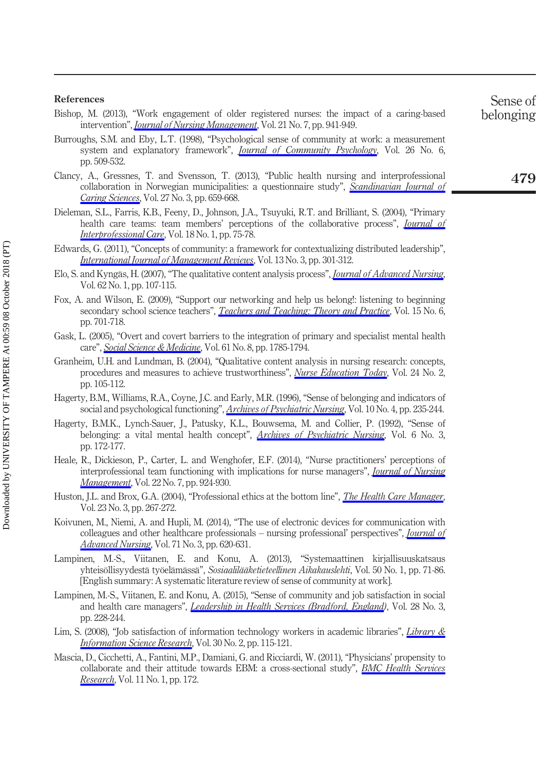## References

Bishop, M. (2013), "Work engagement of older registered nurses: the impact of a caring-based intervention", *Journal of Nursing Management*, Vol. 21 No. 7, pp. 941-949.

Burroughs, S.M. and Eby, L.T. (1998), "Psychological sense of community at work: a measurement system and explanatory framework", *Journal of Community Psychology*, Vol. 26 No. 6, pp. 509-532.

Clancy, A., Gressnes, T. and Svensson, T. (2013), "Public health nursing and interprofessional collaboration in Norwegian municipalities: a questionnaire study", *Scandinavian Journal of Caring Sciences*, Vol. 27 No. 3, pp. 659-668.

Dieleman, S.L., Farris, K.B., Feeny, D., Johnson, J.A., Tsuyuki, R.T. and Brilliant, S. (2004), "Primary health care teams: team members' perceptions of the collaborative process", *Journal of Interprofessional Care*, Vol. 18 No. 1, pp. 75-78.

Edwards, G. (2011), "Concepts of community: a framework for contextualizing distributed leadership", *International Journal of Management Reviews*, Vol. 13 No. 3, pp. 301-312.

Elo, S. and Kyngäs, H. (2007), "The qualitative content analysis process", *Journal of Advanced Nursing*, Vol. 62 No. 1, pp. 107-115.

Fox, A. and Wilson, E. (2009), "Support our networking and help us belong!: listening to beginning secondary school science teachers", *Teachers and Teaching: Theory and Practice*, Vol. 15 No. 6, pp. 701-718.

Gask, L. (2005), "Overt and covert barriers to the integration of primary and specialist mental health care", *Social Science & Medicine*, Vol. 61 No. 8, pp. 1785-1794.

Graneheim, U.H. and Lundman, B. (2004), "Qualitative content analysis in nursing research: concepts, procedures and measures to achieve trustworthiness", *Nurse Education Today*, Vol. 24 No. 2, pp. 105-112.

Hagerty, B.M., Williams, R.A., Coyne, J.C. and Early, M.R. (1996), "Sense of belonging and indicators of social and psychological functioning", *Archives of Psychiatric Nursing*, Vol. 10 No. 4, pp. 235-244.

Hagerty, B.M.K., Lynch-Sauer, J., Patusky, K.L., Bouwsema, M. and Collier, P. (1992), "Sense of belonging: a vital mental health concept", *Archives of Psychiatric Nursing*, Vol. 6 No. 3, pp. 172-177.

Heale, R., Dickieson, P., Carter, L. and Wenghofer, E.F. (2014), "Nurse practitioners' perceptions of interprofessional team functioning with implications for nurse managers", *Journal of Nursing Management*, Vol. 22 No. 7, pp. 924-930.

Huston, J.L. and Brox, G.A. (2004), "Professional ethics at the bottom line", *The Health Care Manager*, Vol. 23 No. 3, pp. 267-272.

Koivunen, M., Niemi, A. and Hupli, M. (2014), "The use of electronic devices for communication with colleagues and other healthcare professionals – nursing professional' perspectives", *Journal of Advanced Nursing*, Vol. 71 No. 3, pp. 620-631.

Lampinen, M.-S., Viitanen, E. and Konu, A. (2013), "Systemaattinen kirjallisuuskatsaus yhteisöllisyydestä työelämässä", *Sosiaalilääketieteellinen Aikakauslehti*, Vol. 50 No. 1, pp. 71-86. [English summary: A systematic literature review of sense of community at work].

Lampinen, M.-S., Viitanen, E. and Konu, A. (2015), "Sense of community and job satisfaction in social and health care managers", *Leadership in Health Services (Bradford, England)*, Vol. 28 No. 3, pp. 228-244.

Lim, S. (2008), "Job satisfaction of information technology workers in academic libraries", *Library & Information Science Research*, Vol. 30 No. 2, pp. 115-121.

Mascia, D., Cicchetti, A., Fantini, M.P., Damiani, G. and Ricciardi, W. (2011), "Physicians' propensity to collaborate and their attitude towards EBM: a cross-sectional study", *BMC Health Services Research*, Vol. 11 No. 1, pp. 172.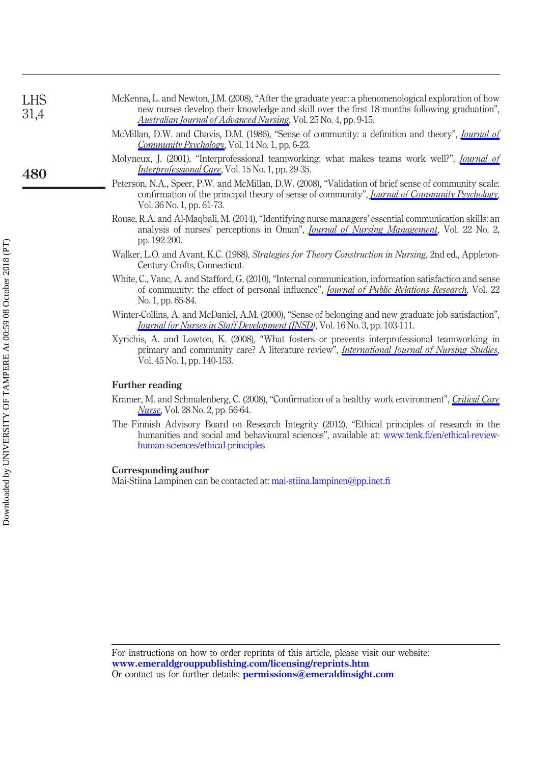McKenna, L. and Newton, J.M. (2008), "After the graduate year: a phenomenological exploration of how new nurses develop their knowledge and skill over the first 18 months following graduation", *Australian Journal of Advanced Nursing*, Vol. 25 No. 4, pp. 9-15.

McMillan, D.W. and Chavis, D.M. (1986), "Sense of community: a definition and theory", *Journal of Community Psychology*, Vol. 14 No. 1, pp. 6-23.

Molyneux, J. (2001), "Interprofessional teamworking: what makes teams work well?", *Journal of Interprofessional Care*, Vol. 15 No. 1, pp. 29-35.

Peterson, N.A., Speer, P.W. and McMillan, D.W. (2008), "Validation of brief sense of community scale: confirmation of the principal theory of sense of community", *Journal of Community Psychology*, Vol. 36 No. 1, pp. 61-73.

Rouse, R.A. and Al-Maqbali, M. (2014), "Identifying nurse managers' essential communication skills: an analysis of nurses' perceptions in Oman", *Journal of Nursing Management*, Vol. 22 No. 2, pp. 192-200.

Walker, L.O. and Avant, K.C. (1988), *Strategies for Theory Construction in Nursing*, 2nd ed., Appleton-Century-Crofts, Connecticut.

White, C., Vanc, A. and Stafford, G. (2010), "Internal communication, information satisfaction and sense of community: the effect of personal influence", *Journal of Public Relations Research*, Vol. 22 No. 1, pp. 65-84.

Winter-Collins, A. and McDaniel, A.M. (2000), "Sense of belonging and new graduate job satisfaction", *Journal for Nurses in Staff Development (JNSD)*, Vol. 16 No. 3, pp. 103-111.

Xyrichis, A. and Lowton, K. (2008), "What fosters or prevents interprofessional teamworking in primary and community care? A literature review", *International Journal of Nursing Studies*, Vol. 45 No. 1, pp. 140-153.

## Further reading

Kramer, M. and Schmalenberg, C. (2008), "Confirmation of a healthy work environment", *Critical Care Nurse*, Vol. 28 No. 2, pp. 56-64.

The Finnish Advisory Board on Research Integrity (2012), "Ethical principles of research in the humanities and social and behavioural sciences", available at: www.tenk.fi/en/ethical-review-human-sciences/ethical-principles

## Corresponding author

Mai-Stiina Lampinen can be contacted at: mai-stiina.lampinen@pp.inet.fi

For instructions on how to order reprints of this article, please visit our website:
**www.emeraldgrouppublishing.com/licensing/reprints.htm**
Or contact us for further details: **permissions@emeraldinsight.com**